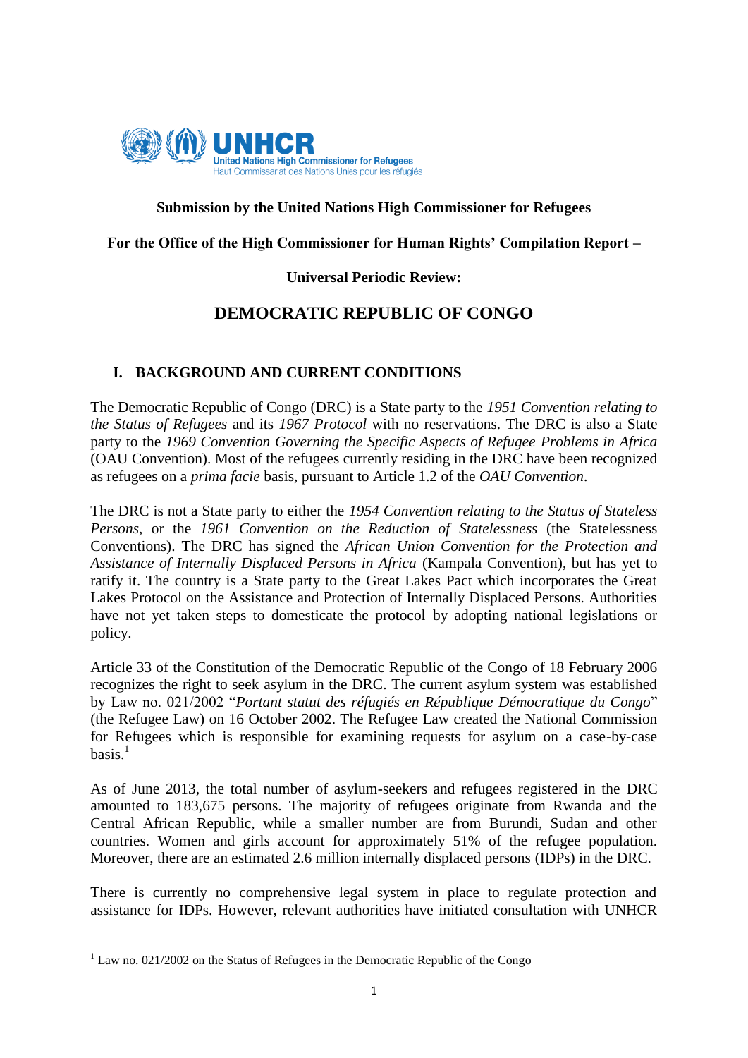**Submission by the United Nations High Commissioner for Refugees**

**For the Office of the High Commissioner for Human Rights' Compilation Report –**

**Universal Periodic Review:**

# DEMOCRATIC REPUBLIC OF CONGO

## I. BACKGROUND AND CURRENT CONDITIONS

The Democratic Republic of Congo (DRC) is a State party to the *1951 Convention relating to the Status of Refugees* and its *1967 Protocol* with no reservations. The DRC is also a State party to the *1969 Convention Governing the Specific Aspects of Refugee Problems in Africa* (OAU Convention). Most of the refugees currently residing in the DRC have been recognized as refugees on a *prima facie* basis, pursuant to Article 1.2 of the *OAU Convention*.

The DRC is not a State party to either the *1954 Convention relating to the Status of Stateless Persons*, or the *1961 Convention on the Reduction of Statelessness* (the Statelessness Conventions). The DRC has signed the *African Union Convention for the Protection and Assistance of Internally Displaced Persons in Africa* (Kampala Convention), but has yet to ratify it. The country is a State party to the Great Lakes Pact which incorporates the Great Lakes Protocol on the Assistance and Protection of Internally Displaced Persons. Authorities have not yet taken steps to domesticate the protocol by adopting national legislations or policy.

Article 33 of the Constitution of the Democratic Republic of the Congo of 18 February 2006 recognizes the right to seek asylum in the DRC. The current asylum system was established by Law no. 021/2002 "*Portant statut des réfugiés en République Démocratique du Congo*" (the Refugee Law) on 16 October 2002. The Refugee Law created the National Commission for Refugees which is responsible for examining requests for asylum on a case-by-case basis.[1]

As of June 2013, the total number of asylum-seekers and refugees registered in the DRC amounted to 183,675 persons. The majority of refugees originate from Rwanda and the Central African Republic, while a smaller number are from Burundi, Sudan and other countries. Women and girls account for approximately 51% of the refugee population. Moreover, there are an estimated 2.6 million internally displaced persons (IDPs) in the DRC.

There is currently no comprehensive legal system in place to regulate protection and assistance for IDPs. However, relevant authorities have initiated consultation with UNHCR

[1] Law no. 021/2002 on the Status of Refugees in the Democratic Republic of the Congo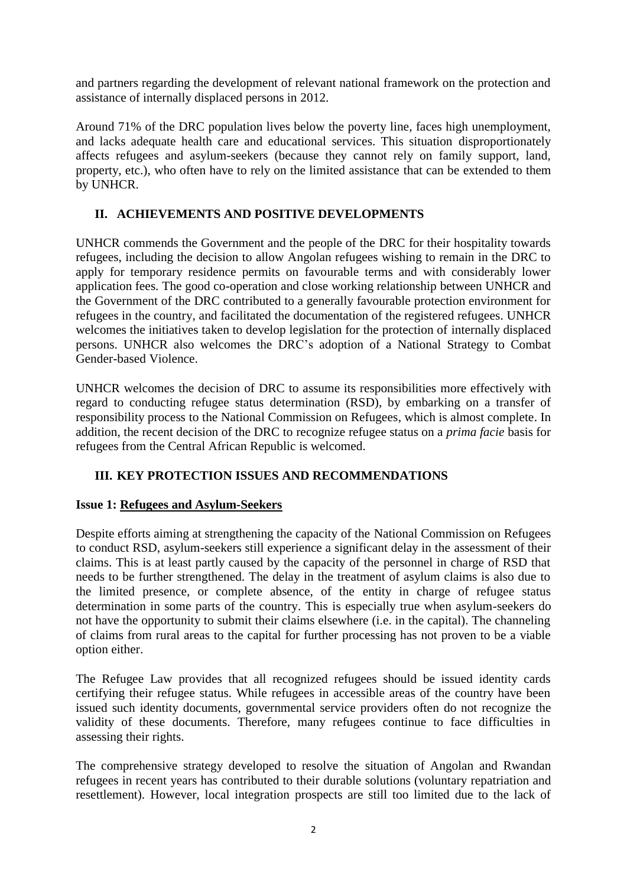and partners regarding the development of relevant national framework on the protection and assistance of internally displaced persons in 2012.

Around 71% of the DRC population lives below the poverty line, faces high unemployment, and lacks adequate health care and educational services. This situation disproportionately affects refugees and asylum-seekers (because they cannot rely on family support, land, property, etc.), who often have to rely on the limited assistance that can be extended to them by UNHCR.

## II. ACHIEVEMENTS AND POSITIVE DEVELOPMENTS

UNHCR commends the Government and the people of the DRC for their hospitality towards refugees, including the decision to allow Angolan refugees wishing to remain in the DRC to apply for temporary residence permits on favourable terms and with considerably lower application fees. The good co-operation and close working relationship between UNHCR and the Government of the DRC contributed to a generally favourable protection environment for refugees in the country, and facilitated the documentation of the registered refugees. UNHCR welcomes the initiatives taken to develop legislation for the protection of internally displaced persons. UNHCR also welcomes the DRC's adoption of a National Strategy to Combat Gender-based Violence.

UNHCR welcomes the decision of DRC to assume its responsibilities more effectively with regard to conducting refugee status determination (RSD), by embarking on a transfer of responsibility process to the National Commission on Refugees, which is almost complete. In addition, the recent decision of the DRC to recognize refugee status on a *prima facie* basis for refugees from the Central African Republic is welcomed.

## III. KEY PROTECTION ISSUES AND RECOMMENDATIONS

### Issue 1: Refugees and Asylum-Seekers

Despite efforts aiming at strengthening the capacity of the National Commission on Refugees to conduct RSD, asylum-seekers still experience a significant delay in the assessment of their claims. This is at least partly caused by the capacity of the personnel in charge of RSD that needs to be further strengthened. The delay in the treatment of asylum claims is also due to the limited presence, or complete absence, of the entity in charge of refugee status determination in some parts of the country. This is especially true when asylum-seekers do not have the opportunity to submit their claims elsewhere (i.e. in the capital). The channeling of claims from rural areas to the capital for further processing has not proven to be a viable option either.

The Refugee Law provides that all recognized refugees should be issued identity cards certifying their refugee status. While refugees in accessible areas of the country have been issued such identity documents, governmental service providers often do not recognize the validity of these documents. Therefore, many refugees continue to face difficulties in assessing their rights.

The comprehensive strategy developed to resolve the situation of Angolan and Rwandan refugees in recent years has contributed to their durable solutions (voluntary repatriation and resettlement). However, local integration prospects are still too limited due to the lack of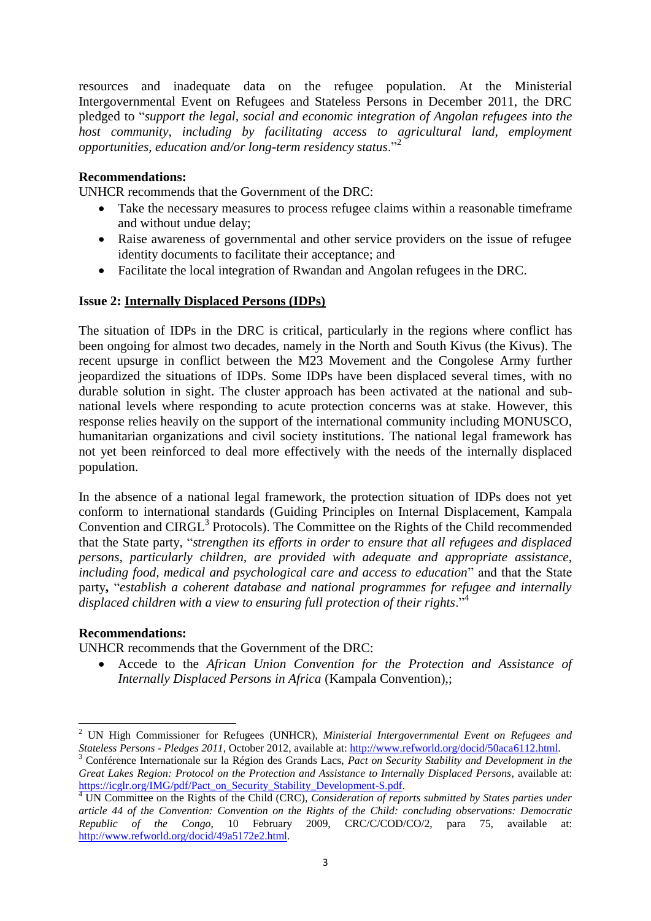resources and inadequate data on the refugee population. At the Ministerial Intergovernmental Event on Refugees and Stateless Persons in December 2011, the DRC pledged to "*support the legal, social and economic integration of Angolan refugees into the host community, including by facilitating access to agricultural land, employment opportunities, education and/or long-term residency status*."[2]

**Recommendations:**
UNHCR recommends that the Government of the DRC:

- Take the necessary measures to process refugee claims within a reasonable timeframe and without undue delay;
- Raise awareness of governmental and other service providers on the issue of refugee identity documents to facilitate their acceptance; and
- Facilitate the local integration of Rwandan and Angolan refugees in the DRC.

**Issue 2: <u>Internally Displaced Persons (IDPs)</u>**

The situation of IDPs in the DRC is critical, particularly in the regions where conflict has been ongoing for almost two decades, namely in the North and South Kivus (the Kivus). The recent upsurge in conflict between the M23 Movement and the Congolese Army further jeopardized the situations of IDPs. Some IDPs have been displaced several times, with no durable solution in sight. The cluster approach has been activated at the national and sub-national levels where responding to acute protection concerns was at stake. However, this response relies heavily on the support of the international community including MONUSCO, humanitarian organizations and civil society institutions. The national legal framework has not yet been reinforced to deal more effectively with the needs of the internally displaced population.

In the absence of a national legal framework, the protection situation of IDPs does not yet conform to international standards (Guiding Principles on Internal Displacement, Kampala Convention and CIRGL[3] Protocols). The Committee on the Rights of the Child recommended that the State party, "*strengthen its efforts in order to ensure that all refugees and displaced persons, particularly children, are provided with adequate and appropriate assistance, including food, medical and psychological care and access to education*" and that the State party**,** "*establish a coherent database and national programmes for refugee and internally displaced children with a view to ensuring full protection of their rights*."[4]

**Recommendations:**
UNHCR recommends that the Government of the DRC:

- Accede to the *African Union Convention for the Protection and Assistance of Internally Displaced Persons in Africa* (Kampala Convention),;

---

[2] UN High Commissioner for Refugees (UNHCR), *Ministerial Intergovernmental Event on Refugees and Stateless Persons - Pledges 2011*, October 2012, available at: http://www.refworld.org/docid/50aca6112.html.

[3] Conférence Internationale sur la Région des Grands Lacs, *Pact on Security Stability and Development in the Great Lakes Region: Protocol on the Protection and Assistance to Internally Displaced Persons*, available at: https://icglr.org/IMG/pdf/Pact_on_Security_Stability_Development-S.pdf.

[4] UN Committee on the Rights of the Child (CRC), *Consideration of reports submitted by States parties under article 44 of the Convention: Convention on the Rights of the Child: concluding observations: Democratic Republic of the Congo*, 10 February 2009, CRC/C/COD/CO/2, para 75, available at: http://www.refworld.org/docid/49a5172e2.html.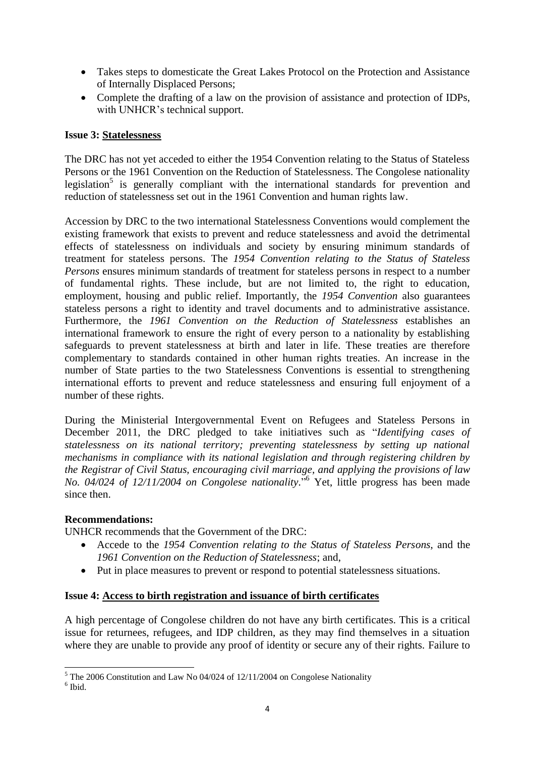- Takes steps to domesticate the Great Lakes Protocol on the Protection and Assistance of Internally Displaced Persons;
- Complete the drafting of a law on the provision of assistance and protection of IDPs, with UNHCR's technical support.

**Issue 3: <u>Statelessness</u>**

The DRC has not yet acceded to either the 1954 Convention relating to the Status of Stateless Persons or the 1961 Convention on the Reduction of Statelessness. The Congolese nationality legislation[5] is generally compliant with the international standards for prevention and reduction of statelessness set out in the 1961 Convention and human rights law.

Accession by DRC to the two international Statelessness Conventions would complement the existing framework that exists to prevent and reduce statelessness and avoid the detrimental effects of statelessness on individuals and society by ensuring minimum standards of treatment for stateless persons. The *1954 Convention relating to the Status of Stateless Persons* ensures minimum standards of treatment for stateless persons in respect to a number of fundamental rights. These include, but are not limited to, the right to education, employment, housing and public relief. Importantly, the *1954 Convention* also guarantees stateless persons a right to identity and travel documents and to administrative assistance. Furthermore, the *1961 Convention on the Reduction of Statelessness* establishes an international framework to ensure the right of every person to a nationality by establishing safeguards to prevent statelessness at birth and later in life. These treaties are therefore complementary to standards contained in other human rights treaties. An increase in the number of State parties to the two Statelessness Conventions is essential to strengthening international efforts to prevent and reduce statelessness and ensuring full enjoyment of a number of these rights.

During the Ministerial Intergovernmental Event on Refugees and Stateless Persons in December 2011, the DRC pledged to take initiatives such as "*Identifying cases of statelessness on its national territory; preventing statelessness by setting up national mechanisms in compliance with its national legislation and through registering children by the Registrar of Civil Status, encouraging civil marriage, and applying the provisions of law No. 04/024 of 12/11/2004 on Congolese nationality*."[6] Yet, little progress has been made since then.

**Recommendations:**

UNHCR recommends that the Government of the DRC:

- Accede to the *1954 Convention relating to the Status of Stateless Persons*, and the *1961 Convention on the Reduction of Statelessness*; and,
- Put in place measures to prevent or respond to potential statelessness situations.

**Issue 4: <u>Access to birth registration and issuance of birth certificates</u>**

A high percentage of Congolese children do not have any birth certificates. This is a critical issue for returnees, refugees, and IDP children, as they may find themselves in a situation where they are unable to provide any proof of identity or secure any of their rights. Failure to

---

[5] The 2006 Constitution and Law No 04/024 of 12/11/2004 on Congolese Nationality

[6] Ibid.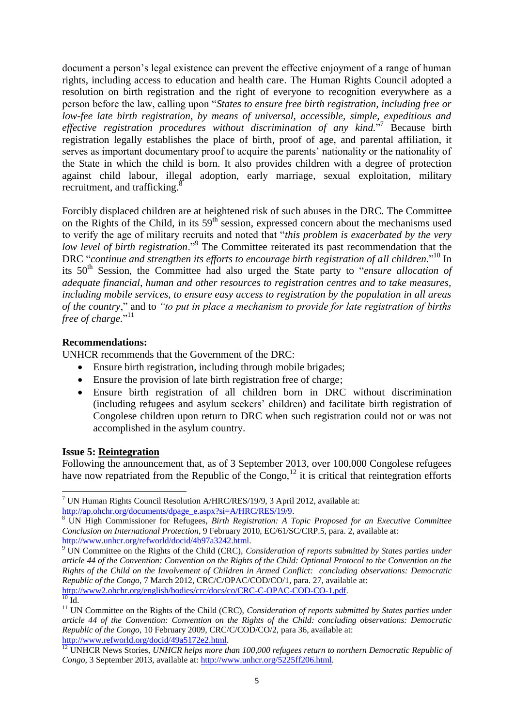document a person's legal existence can prevent the effective enjoyment of a range of human rights, including access to education and health care. The Human Rights Council adopted a resolution on birth registration and the right of everyone to recognition everywhere as a person before the law, calling upon "*States to ensure free birth registration, including free or low-fee late birth registration, by means of universal, accessible, simple, expeditious and effective registration procedures without discrimination of any kind.*"[7] Because birth registration legally establishes the place of birth, proof of age, and parental affiliation, it serves as important documentary proof to acquire the parents' nationality or the nationality of the State in which the child is born. It also provides children with a degree of protection against child labour, illegal adoption, early marriage, sexual exploitation, military recruitment, and trafficking.[8]

Forcibly displaced children are at heightened risk of such abuses in the DRC. The Committee on the Rights of the Child, in its 59th session, expressed concern about the mechanisms used to verify the age of military recruits and noted that "*this problem is exacerbated by the very low level of birth registration*."[9] The Committee reiterated its past recommendation that the DRC "*continue and strengthen its efforts to encourage birth registration of all children.*"[10] In its 50th Session, the Committee had also urged the State party to "*ensure allocation of adequate financial, human and other resources to registration centres and to take measures, including mobile services, to ensure easy access to registration by the population in all areas of the country*," and to *"to put in place a mechanism to provide for late registration of births free of charge.*"[11]

**Recommendations:**

UNHCR recommends that the Government of the DRC:

- Ensure birth registration, including through mobile brigades;
- Ensure the provision of late birth registration free of charge;
- Ensure birth registration of all children born in DRC without discrimination (including refugees and asylum seekers' children) and facilitate birth registration of Congolese children upon return to DRC when such registration could not or was not accomplished in the asylum country.

**Issue 5: Reintegration**

Following the announcement that, as of 3 September 2013, over 100,000 Congolese refugees have now repatriated from the Republic of the Congo,[12] it is critical that reintegration efforts

---

[7] UN Human Rights Council Resolution A/HRC/RES/19/9, 3 April 2012, available at: http://ap.ohchr.org/documents/dpage_e.aspx?si=A/HRC/RES/19/9.

[8] UN High Commissioner for Refugees, *Birth Registration: A Topic Proposed for an Executive Committee Conclusion on International Protection*, 9 February 2010, EC/61/SC/CRP.5, para. 2, available at: http://www.unhcr.org/refworld/docid/4b97a3242.html.

[9] UN Committee on the Rights of the Child (CRC), *Consideration of reports submitted by States parties under article 44 of the Convention: Convention on the Rights of the Child: Optional Protocol to the Convention on the Rights of the Child on the Involvement of Children in Armed Conflict: concluding observations: Democratic Republic of the Congo*, 7 March 2012, CRC/C/OPAC/COD/CO/1, para. 27, available at: http://www2.ohchr.org/english/bodies/crc/docs/co/CRC-C-OPAC-COD-CO-1.pdf.

[10] Id.

[11] UN Committee on the Rights of the Child (CRC), *Consideration of reports submitted by States parties under article 44 of the Convention: Convention on the Rights of the Child: concluding observations: Democratic Republic of the Congo*, 10 February 2009, CRC/C/COD/CO/2, para 36, available at: http://www.refworld.org/docid/49a5172e2.html.

[12] UNHCR News Stories, *UNHCR helps more than 100,000 refugees return to northern Democratic Republic of Congo*, 3 September 2013, available at: http://www.unhcr.org/5225ff206.html.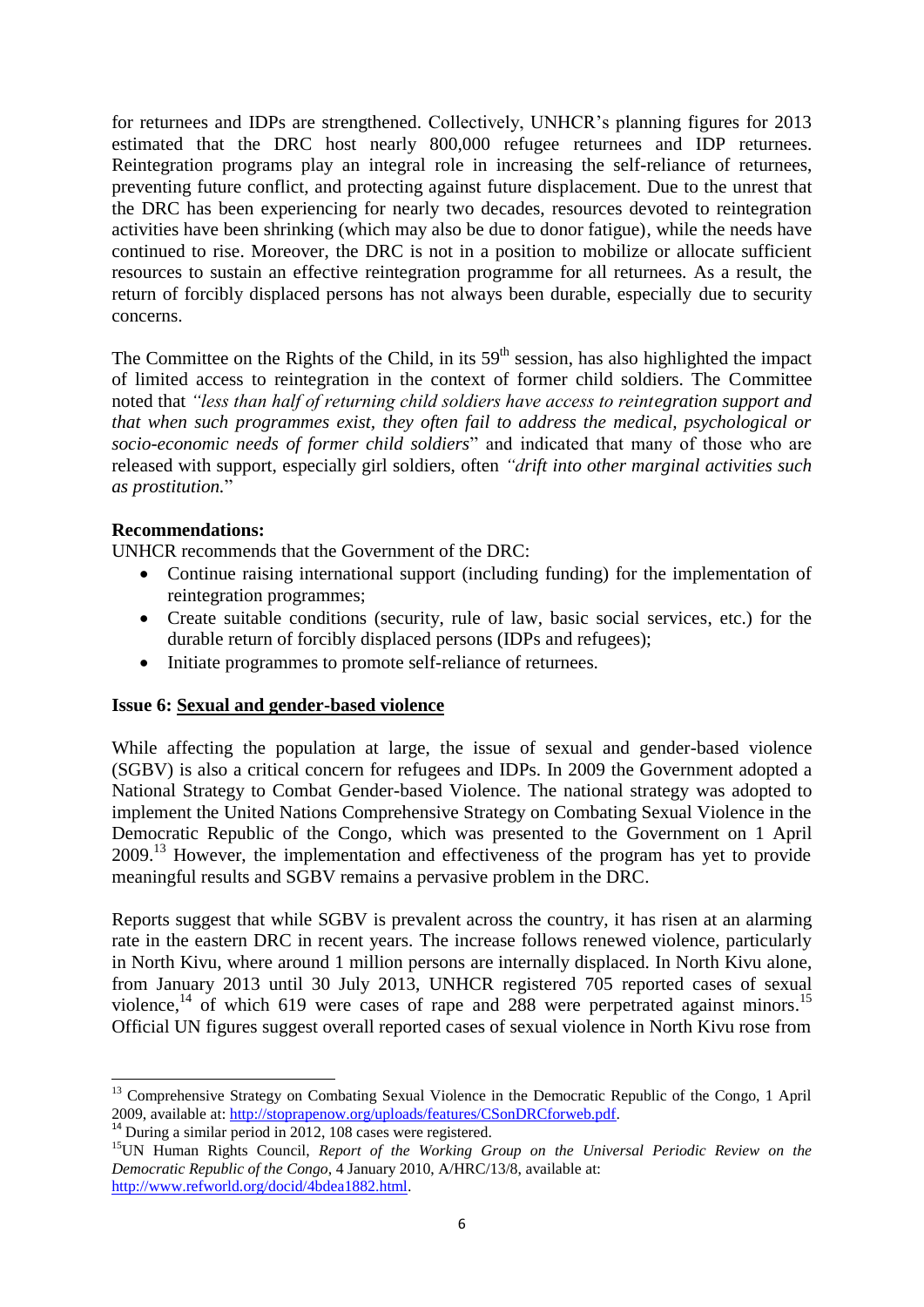for returnees and IDPs are strengthened. Collectively, UNHCR's planning figures for 2013 estimated that the DRC host nearly 800,000 refugee returnees and IDP returnees. Reintegration programs play an integral role in increasing the self-reliance of returnees, preventing future conflict, and protecting against future displacement. Due to the unrest that the DRC has been experiencing for nearly two decades, resources devoted to reintegration activities have been shrinking (which may also be due to donor fatigue), while the needs have continued to rise. Moreover, the DRC is not in a position to mobilize or allocate sufficient resources to sustain an effective reintegration programme for all returnees. As a result, the return of forcibly displaced persons has not always been durable, especially due to security concerns.

The Committee on the Rights of the Child, in its 59th session, has also highlighted the impact of limited access to reintegration in the context of former child soldiers. The Committee noted that *"less than half of returning child soldiers have access to reintegration support and that when such programmes exist, they often fail to address the medical, psychological or socio-economic needs of former child soldiers*" and indicated that many of those who are released with support, especially girl soldiers, often *"drift into other marginal activities such as prostitution.*"

**Recommendations:**

UNHCR recommends that the Government of the DRC:

- Continue raising international support (including funding) for the implementation of reintegration programmes;
- Create suitable conditions (security, rule of law, basic social services, etc.) for the durable return of forcibly displaced persons (IDPs and refugees);
- Initiate programmes to promote self-reliance of returnees.

**Issue 6: Sexual and gender-based violence**

While affecting the population at large, the issue of sexual and gender-based violence (SGBV) is also a critical concern for refugees and IDPs. In 2009 the Government adopted a National Strategy to Combat Gender-based Violence. The national strategy was adopted to implement the United Nations Comprehensive Strategy on Combating Sexual Violence in the Democratic Republic of the Congo, which was presented to the Government on 1 April 2009.[13] However, the implementation and effectiveness of the program has yet to provide meaningful results and SGBV remains a pervasive problem in the DRC.

Reports suggest that while SGBV is prevalent across the country, it has risen at an alarming rate in the eastern DRC in recent years. The increase follows renewed violence, particularly in North Kivu, where around 1 million persons are internally displaced. In North Kivu alone, from January 2013 until 30 July 2013, UNHCR registered 705 reported cases of sexual violence,[14] of which 619 were cases of rape and 288 were perpetrated against minors.[15] Official UN figures suggest overall reported cases of sexual violence in North Kivu rose from

---

[13] Comprehensive Strategy on Combating Sexual Violence in the Democratic Republic of the Congo, 1 April 2009, available at: http://stoprapenow.org/uploads/features/CSonDRCforweb.pdf.

[14] During a similar period in 2012, 108 cases were registered.

[15] UN Human Rights Council, *Report of the Working Group on the Universal Periodic Review on the Democratic Republic of the Congo*, 4 January 2010, A/HRC/13/8, available at: http://www.refworld.org/docid/4bdea1882.html.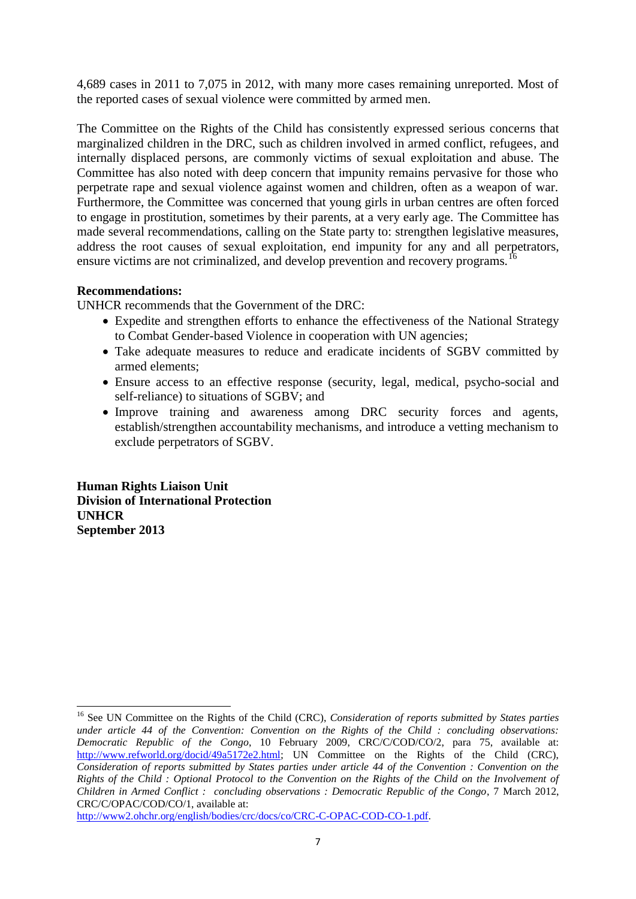4,689 cases in 2011 to 7,075 in 2012, with many more cases remaining unreported. Most of the reported cases of sexual violence were committed by armed men.

The Committee on the Rights of the Child has consistently expressed serious concerns that marginalized children in the DRC, such as children involved in armed conflict, refugees, and internally displaced persons, are commonly victims of sexual exploitation and abuse. The Committee has also noted with deep concern that impunity remains pervasive for those who perpetrate rape and sexual violence against women and children, often as a weapon of war. Furthermore, the Committee was concerned that young girls in urban centres are often forced to engage in prostitution, sometimes by their parents, at a very early age. The Committee has made several recommendations, calling on the State party to: strengthen legislative measures, address the root causes of sexual exploitation, end impunity for any and all perpetrators, ensure victims are not criminalized, and develop prevention and recovery programs.[16]

**Recommendations:**

UNHCR recommends that the Government of the DRC:

- Expedite and strengthen efforts to enhance the effectiveness of the National Strategy to Combat Gender-based Violence in cooperation with UN agencies;
- Take adequate measures to reduce and eradicate incidents of SGBV committed by armed elements;
- Ensure access to an effective response (security, legal, medical, psycho-social and self-reliance) to situations of SGBV; and
- Improve training and awareness among DRC security forces and agents, establish/strengthen accountability mechanisms, and introduce a vetting mechanism to exclude perpetrators of SGBV.

**Human Rights Liaison Unit**
**Division of International Protection**
**UNHCR**
**September 2013**

---

[16] See UN Committee on the Rights of the Child (CRC), *Consideration of reports submitted by States parties under article 44 of the Convention: Convention on the Rights of the Child : concluding observations: Democratic Republic of the Congo*, 10 February 2009, CRC/C/COD/CO/2, para 75, available at: http://www.refworld.org/docid/49a5172e2.html; UN Committee on the Rights of the Child (CRC), *Consideration of reports submitted by States parties under article 44 of the Convention : Convention on the Rights of the Child : Optional Protocol to the Convention on the Rights of the Child on the Involvement of Children in Armed Conflict : concluding observations : Democratic Republic of the Congo*, 7 March 2012, CRC/C/OPAC/COD/CO/1, available at: http://www2.ohchr.org/english/bodies/crc/docs/co/CRC-C-OPAC-COD-CO-1.pdf.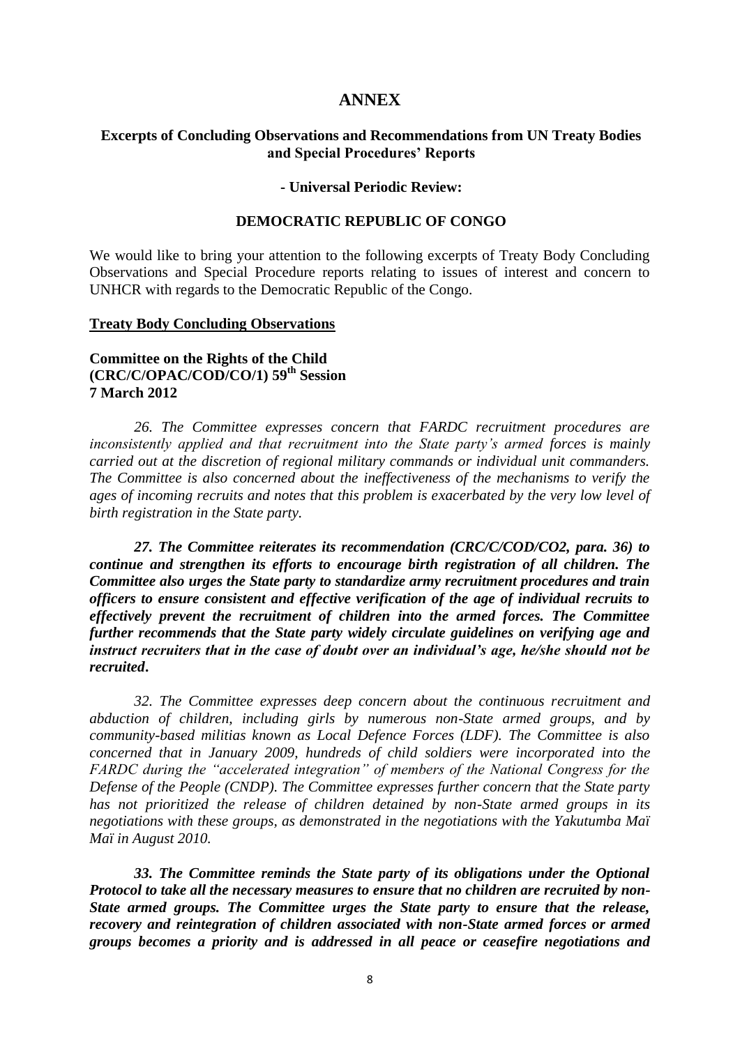# ANNEX

## Excerpts of Concluding Observations and Recommendations from UN Treaty Bodies and Special Procedures' Reports

### - Universal Periodic Review:

### DEMOCRATIC REPUBLIC OF CONGO

We would like to bring your attention to the following excerpts of Treaty Body Concluding Observations and Special Procedure reports relating to issues of interest and concern to UNHCR with regards to the Democratic Republic of the Congo.

**Treaty Body Concluding Observations**

**Committee on the Rights of the Child**
**(CRC/C/OPAC/COD/CO/1) 59th Session**
**7 March 2012**

*26. The Committee expresses concern that FARDC recruitment procedures are inconsistently applied and that recruitment into the State party's armed forces is mainly carried out at the discretion of regional military commands or individual unit commanders. The Committee is also concerned about the ineffectiveness of the mechanisms to verify the ages of incoming recruits and notes that this problem is exacerbated by the very low level of birth registration in the State party.*

***27. The Committee reiterates its recommendation (CRC/C/COD/CO2, para. 36) to continue and strengthen its efforts to encourage birth registration of all children. The Committee also urges the State party to standardize army recruitment procedures and train officers to ensure consistent and effective verification of the age of individual recruits to effectively prevent the recruitment of children into the armed forces. The Committee further recommends that the State party widely circulate guidelines on verifying age and instruct recruiters that in the case of doubt over an individual's age, he/she should not be recruited.***

*32. The Committee expresses deep concern about the continuous recruitment and abduction of children, including girls by numerous non-State armed groups, and by community-based militias known as Local Defence Forces (LDF). The Committee is also concerned that in January 2009, hundreds of child soldiers were incorporated into the FARDC during the "accelerated integration" of members of the National Congress for the Defense of the People (CNDP). The Committee expresses further concern that the State party has not prioritized the release of children detained by non-State armed groups in its negotiations with these groups, as demonstrated in the negotiations with the Yakutumba Maï Maï in August 2010.*

***33. The Committee reminds the State party of its obligations under the Optional Protocol to take all the necessary measures to ensure that no children are recruited by non-State armed groups. The Committee urges the State party to ensure that the release, recovery and reintegration of children associated with non-State armed forces or armed groups becomes a priority and is addressed in all peace or ceasefire negotiations and***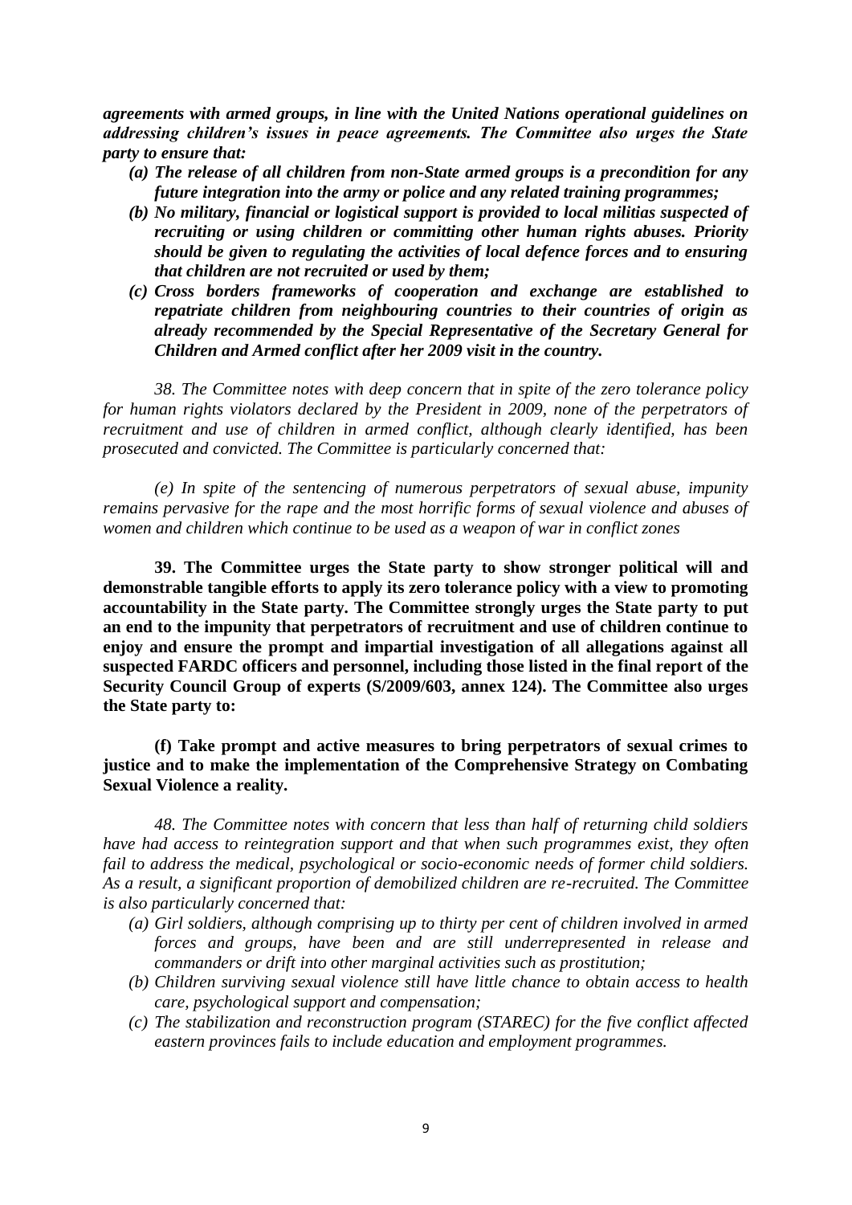***agreements with armed groups, in line with the United Nations operational guidelines on addressing children's issues in peace agreements. The Committee also urges the State party to ensure that:***

- ***(a) The release of all children from non-State armed groups is a precondition for any future integration into the army or police and any related training programmes;***
- ***(b) No military, financial or logistical support is provided to local militias suspected of recruiting or using children or committing other human rights abuses. Priority should be given to regulating the activities of local defence forces and to ensuring that children are not recruited or used by them;***
- ***(c) Cross borders frameworks of cooperation and exchange are established to repatriate children from neighbouring countries to their countries of origin as already recommended by the Special Representative of the Secretary General for Children and Armed conflict after her 2009 visit in the country.***

*38. The Committee notes with deep concern that in spite of the zero tolerance policy for human rights violators declared by the President in 2009, none of the perpetrators of recruitment and use of children in armed conflict, although clearly identified, has been prosecuted and convicted. The Committee is particularly concerned that:*

*(e) In spite of the sentencing of numerous perpetrators of sexual abuse, impunity remains pervasive for the rape and the most horrific forms of sexual violence and abuses of women and children which continue to be used as a weapon of war in conflict zones*

**39. The Committee urges the State party to show stronger political will and demonstrable tangible efforts to apply its zero tolerance policy with a view to promoting accountability in the State party. The Committee strongly urges the State party to put an end to the impunity that perpetrators of recruitment and use of children continue to enjoy and ensure the prompt and impartial investigation of all allegations against all suspected FARDC officers and personnel, including those listed in the final report of the Security Council Group of experts (S/2009/603, annex 124). The Committee also urges the State party to:**

**(f) Take prompt and active measures to bring perpetrators of sexual crimes to justice and to make the implementation of the Comprehensive Strategy on Combating Sexual Violence a reality.**

*48. The Committee notes with concern that less than half of returning child soldiers have had access to reintegration support and that when such programmes exist, they often fail to address the medical, psychological or socio-economic needs of former child soldiers. As a result, a significant proportion of demobilized children are re-recruited. The Committee is also particularly concerned that:*

- *(a) Girl soldiers, although comprising up to thirty per cent of children involved in armed forces and groups, have been and are still underrepresented in release and commanders or drift into other marginal activities such as prostitution;*
- *(b) Children surviving sexual violence still have little chance to obtain access to health care, psychological support and compensation;*
- *(c) The stabilization and reconstruction program (STAREC) for the five conflict affected eastern provinces fails to include education and employment programmes.*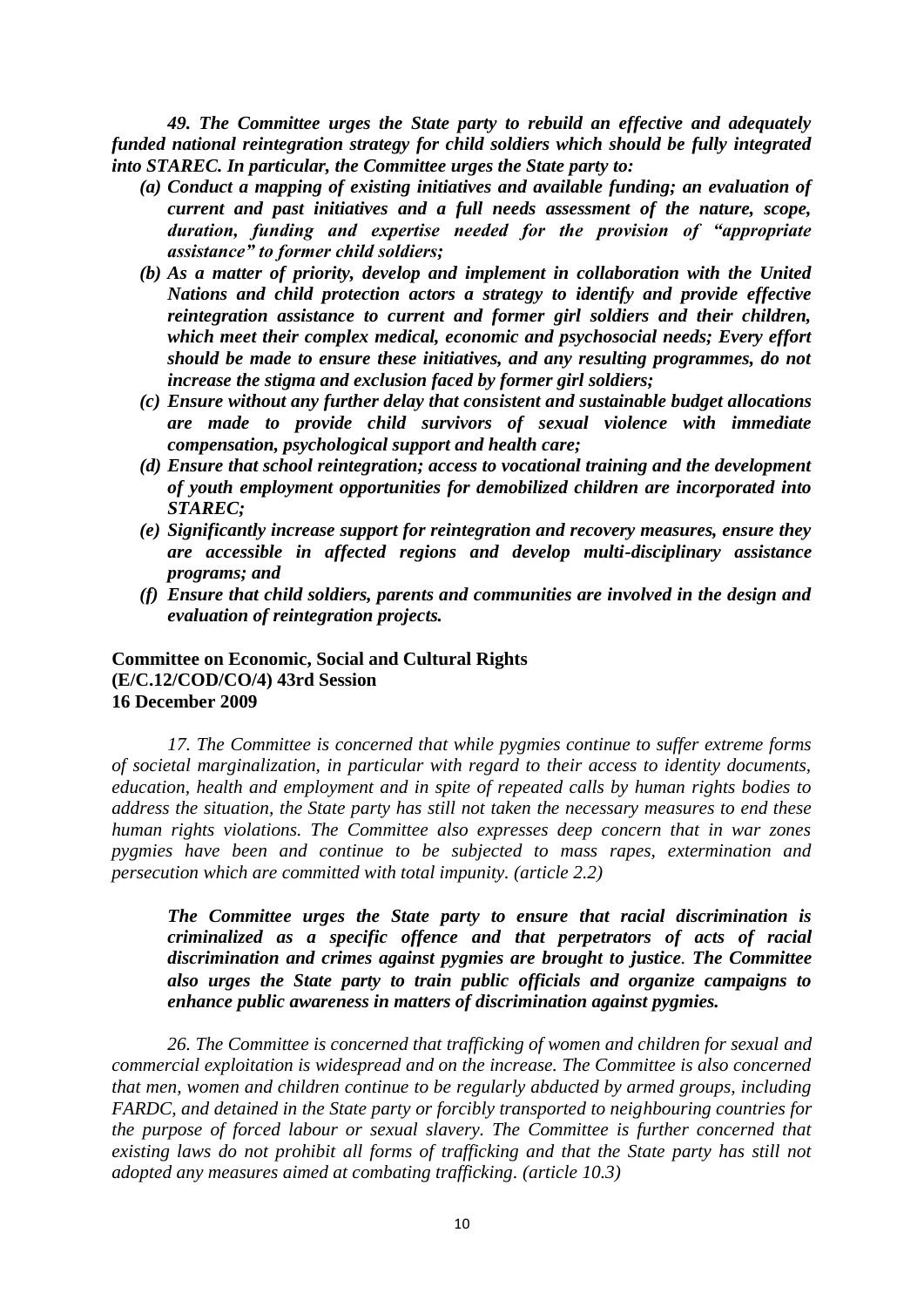***49. The Committee urges the State party to rebuild an effective and adequately funded national reintegration strategy for child soldiers which should be fully integrated into STAREC. In particular, the Committee urges the State party to:***

- ***(a) Conduct a mapping of existing initiatives and available funding; an evaluation of current and past initiatives and a full needs assessment of the nature, scope, duration, funding and expertise needed for the provision of "appropriate assistance" to former child soldiers;***
- ***(b) As a matter of priority, develop and implement in collaboration with the United Nations and child protection actors a strategy to identify and provide effective reintegration assistance to current and former girl soldiers and their children, which meet their complex medical, economic and psychosocial needs; Every effort should be made to ensure these initiatives, and any resulting programmes, do not increase the stigma and exclusion faced by former girl soldiers;***
- ***(c) Ensure without any further delay that consistent and sustainable budget allocations are made to provide child survivors of sexual violence with immediate compensation, psychological support and health care;***
- ***(d) Ensure that school reintegration; access to vocational training and the development of youth employment opportunities for demobilized children are incorporated into STAREC;***
- ***(e) Significantly increase support for reintegration and recovery measures, ensure they are accessible in affected regions and develop multi-disciplinary assistance programs; and***
- ***(f) Ensure that child soldiers, parents and communities are involved in the design and evaluation of reintegration projects.***

**Committee on Economic, Social and Cultural Rights**
**(E/C.12/COD/CO/4) 43rd Session**
**16 December 2009**

*17. The Committee is concerned that while pygmies continue to suffer extreme forms of societal marginalization, in particular with regard to their access to identity documents, education, health and employment and in spite of repeated calls by human rights bodies to address the situation, the State party has still not taken the necessary measures to end these human rights violations. The Committee also expresses deep concern that in war zones pygmies have been and continue to be subjected to mass rapes, extermination and persecution which are committed with total impunity. (article 2.2)*

***The Committee urges the State party to ensure that racial discrimination is criminalized as a specific offence and that perpetrators of acts of racial discrimination and crimes against pygmies are brought to justice. The Committee also urges the State party to train public officials and organize campaigns to enhance public awareness in matters of discrimination against pygmies.***

*26. The Committee is concerned that trafficking of women and children for sexual and commercial exploitation is widespread and on the increase. The Committee is also concerned that men, women and children continue to be regularly abducted by armed groups, including FARDC, and detained in the State party or forcibly transported to neighbouring countries for the purpose of forced labour or sexual slavery. The Committee is further concerned that existing laws do not prohibit all forms of trafficking and that the State party has still not adopted any measures aimed at combating trafficking. (article 10.3)*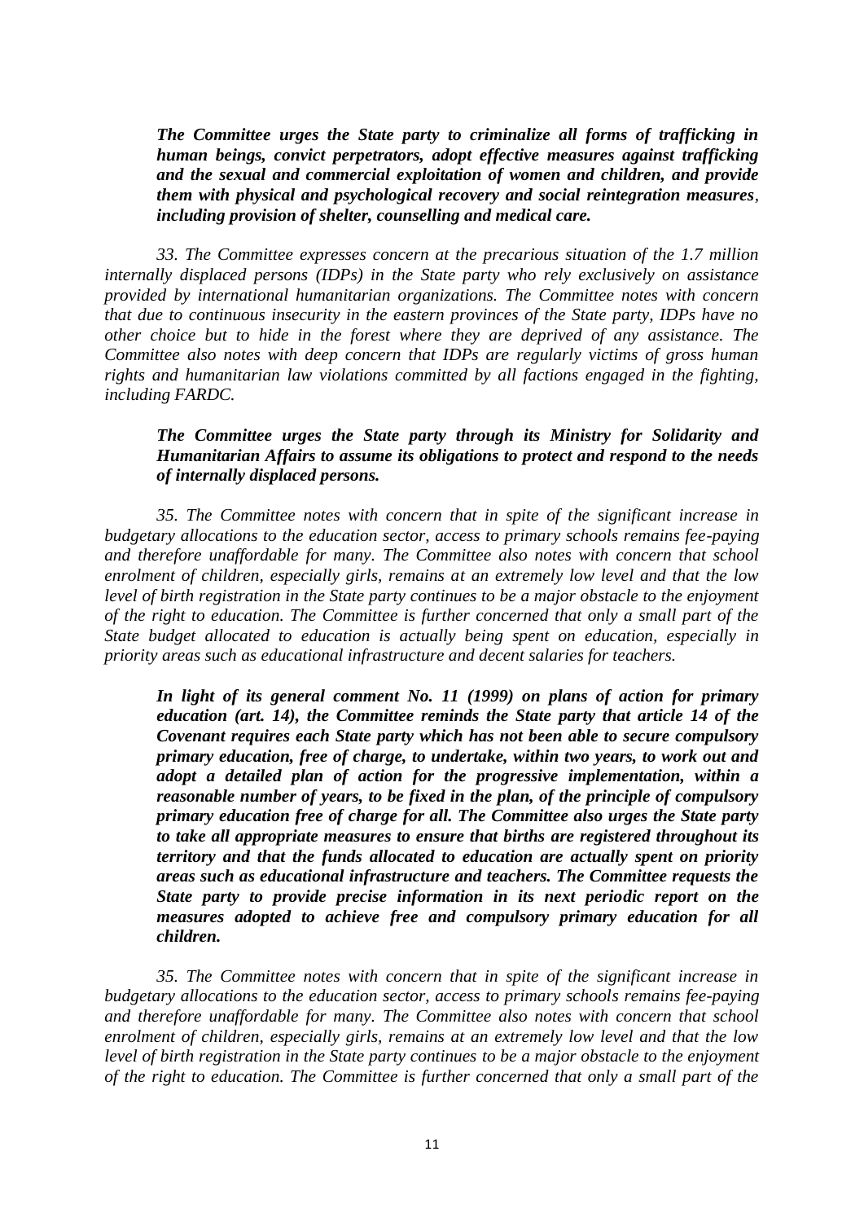***The Committee urges the State party to criminalize all forms of trafficking in human beings, convict perpetrators, adopt effective measures against trafficking and the sexual and commercial exploitation of women and children, and provide them with physical and psychological recovery and social reintegration measures, including provision of shelter, counselling and medical care.***

*33. The Committee expresses concern at the precarious situation of the 1.7 million internally displaced persons (IDPs) in the State party who rely exclusively on assistance provided by international humanitarian organizations. The Committee notes with concern that due to continuous insecurity in the eastern provinces of the State party, IDPs have no other choice but to hide in the forest where they are deprived of any assistance. The Committee also notes with deep concern that IDPs are regularly victims of gross human rights and humanitarian law violations committed by all factions engaged in the fighting, including FARDC.*

***The Committee urges the State party through its Ministry for Solidarity and Humanitarian Affairs to assume its obligations to protect and respond to the needs of internally displaced persons.***

*35. The Committee notes with concern that in spite of the significant increase in budgetary allocations to the education sector, access to primary schools remains fee-paying and therefore unaffordable for many. The Committee also notes with concern that school enrolment of children, especially girls, remains at an extremely low level and that the low level of birth registration in the State party continues to be a major obstacle to the enjoyment of the right to education. The Committee is further concerned that only a small part of the State budget allocated to education is actually being spent on education, especially in priority areas such as educational infrastructure and decent salaries for teachers.*

***In light of its general comment No. 11 (1999) on plans of action for primary education (art. 14), the Committee reminds the State party that article 14 of the Covenant requires each State party which has not been able to secure compulsory primary education, free of charge, to undertake, within two years, to work out and adopt a detailed plan of action for the progressive implementation, within a reasonable number of years, to be fixed in the plan, of the principle of compulsory primary education free of charge for all. The Committee also urges the State party to take all appropriate measures to ensure that births are registered throughout its territory and that the funds allocated to education are actually spent on priority areas such as educational infrastructure and teachers. The Committee requests the State party to provide precise information in its next periodic report on the measures adopted to achieve free and compulsory primary education for all children.***

*35. The Committee notes with concern that in spite of the significant increase in budgetary allocations to the education sector, access to primary schools remains fee-paying and therefore unaffordable for many. The Committee also notes with concern that school enrolment of children, especially girls, remains at an extremely low level and that the low level of birth registration in the State party continues to be a major obstacle to the enjoyment of the right to education. The Committee is further concerned that only a small part of the*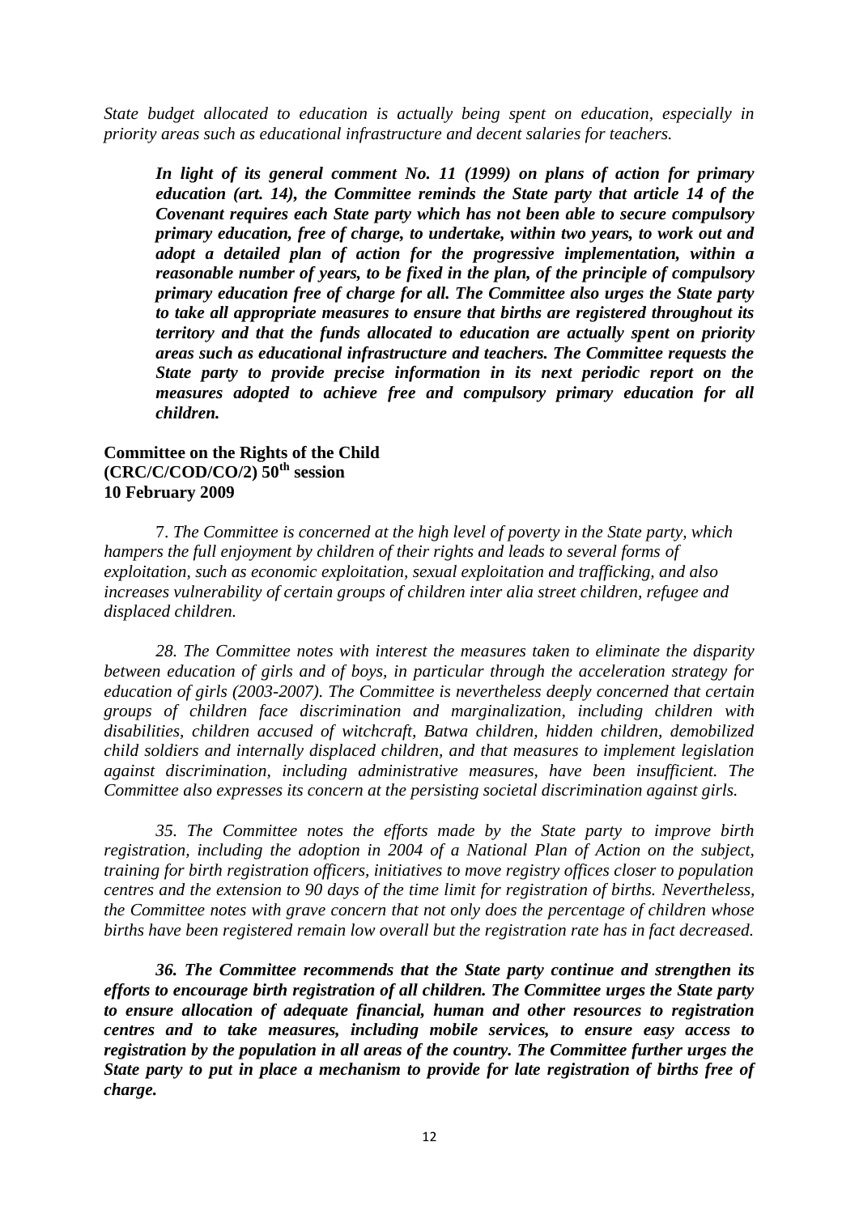*State budget allocated to education is actually being spent on education, especially in priority areas such as educational infrastructure and decent salaries for teachers.*

***In light of its general comment No. 11 (1999) on plans of action for primary education (art. 14), the Committee reminds the State party that article 14 of the Covenant requires each State party which has not been able to secure compulsory primary education, free of charge, to undertake, within two years, to work out and adopt a detailed plan of action for the progressive implementation, within a reasonable number of years, to be fixed in the plan, of the principle of compulsory primary education free of charge for all. The Committee also urges the State party to take all appropriate measures to ensure that births are registered throughout its territory and that the funds allocated to education are actually spent on priority areas such as educational infrastructure and teachers. The Committee requests the State party to provide precise information in its next periodic report on the measures adopted to achieve free and compulsory primary education for all children.***

**Committee on the Rights of the Child**
**(CRC/C/COD/CO/2) 50th session**
**10 February 2009**

7. *The Committee is concerned at the high level of poverty in the State party, which hampers the full enjoyment by children of their rights and leads to several forms of exploitation, such as economic exploitation, sexual exploitation and trafficking, and also increases vulnerability of certain groups of children inter alia street children, refugee and displaced children.*

*28. The Committee notes with interest the measures taken to eliminate the disparity between education of girls and of boys, in particular through the acceleration strategy for education of girls (2003-2007). The Committee is nevertheless deeply concerned that certain groups of children face discrimination and marginalization, including children with disabilities, children accused of witchcraft, Batwa children, hidden children, demobilized child soldiers and internally displaced children, and that measures to implement legislation against discrimination, including administrative measures, have been insufficient. The Committee also expresses its concern at the persisting societal discrimination against girls.*

*35. The Committee notes the efforts made by the State party to improve birth registration, including the adoption in 2004 of a National Plan of Action on the subject, training for birth registration officers, initiatives to move registry offices closer to population centres and the extension to 90 days of the time limit for registration of births. Nevertheless, the Committee notes with grave concern that not only does the percentage of children whose births have been registered remain low overall but the registration rate has in fact decreased.*

***36. The Committee recommends that the State party continue and strengthen its efforts to encourage birth registration of all children. The Committee urges the State party to ensure allocation of adequate financial, human and other resources to registration centres and to take measures, including mobile services, to ensure easy access to registration by the population in all areas of the country. The Committee further urges the State party to put in place a mechanism to provide for late registration of births free of charge.***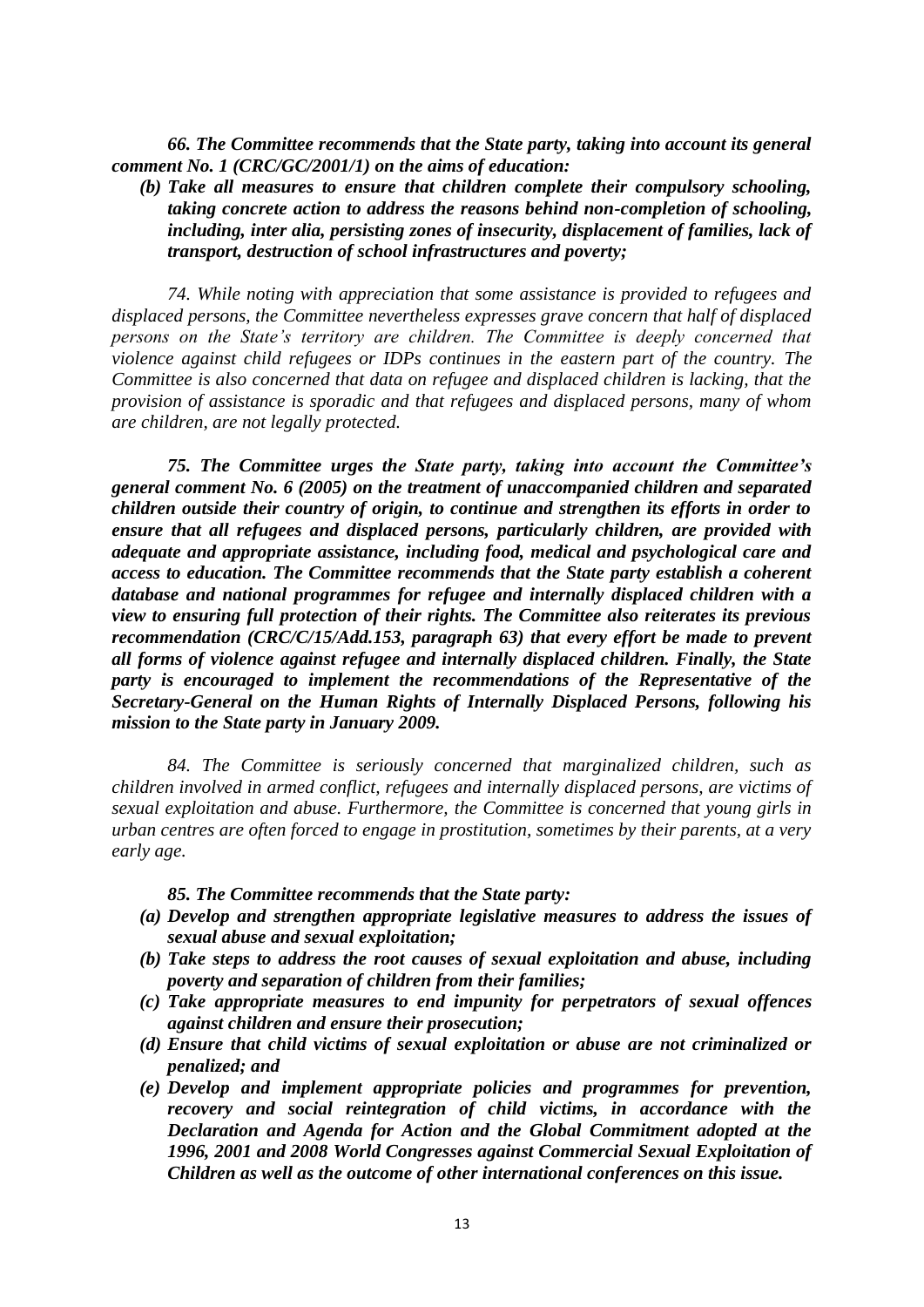***66. The Committee recommends that the State party, taking into account its general comment No. 1 (CRC/GC/2001/1) on the aims of education:***

***(b) Take all measures to ensure that children complete their compulsory schooling, taking concrete action to address the reasons behind non-completion of schooling, including, inter alia, persisting zones of insecurity, displacement of families, lack of transport, destruction of school infrastructures and poverty;***

*74. While noting with appreciation that some assistance is provided to refugees and displaced persons, the Committee nevertheless expresses grave concern that half of displaced persons on the State's territory are children. The Committee is deeply concerned that violence against child refugees or IDPs continues in the eastern part of the country. The Committee is also concerned that data on refugee and displaced children is lacking, that the provision of assistance is sporadic and that refugees and displaced persons, many of whom are children, are not legally protected.*

***75. The Committee urges the State party, taking into account the Committee's general comment No. 6 (2005) on the treatment of unaccompanied children and separated children outside their country of origin, to continue and strengthen its efforts in order to ensure that all refugees and displaced persons, particularly children, are provided with adequate and appropriate assistance, including food, medical and psychological care and access to education. The Committee recommends that the State party establish a coherent database and national programmes for refugee and internally displaced children with a view to ensuring full protection of their rights. The Committee also reiterates its previous recommendation (CRC/C/15/Add.153, paragraph 63) that every effort be made to prevent all forms of violence against refugee and internally displaced children. Finally, the State party is encouraged to implement the recommendations of the Representative of the Secretary-General on the Human Rights of Internally Displaced Persons, following his mission to the State party in January 2009.***

*84. The Committee is seriously concerned that marginalized children, such as children involved in armed conflict, refugees and internally displaced persons, are victims of sexual exploitation and abuse. Furthermore, the Committee is concerned that young girls in urban centres are often forced to engage in prostitution, sometimes by their parents, at a very early age.*

***85. The Committee recommends that the State party:***

***(a) Develop and strengthen appropriate legislative measures to address the issues of sexual abuse and sexual exploitation;***

***(b) Take steps to address the root causes of sexual exploitation and abuse, including poverty and separation of children from their families;***

***(c) Take appropriate measures to end impunity for perpetrators of sexual offences against children and ensure their prosecution;***

***(d) Ensure that child victims of sexual exploitation or abuse are not criminalized or penalized; and***

***(e) Develop and implement appropriate policies and programmes for prevention, recovery and social reintegration of child victims, in accordance with the Declaration and Agenda for Action and the Global Commitment adopted at the 1996, 2001 and 2008 World Congresses against Commercial Sexual Exploitation of Children as well as the outcome of other international conferences on this issue.***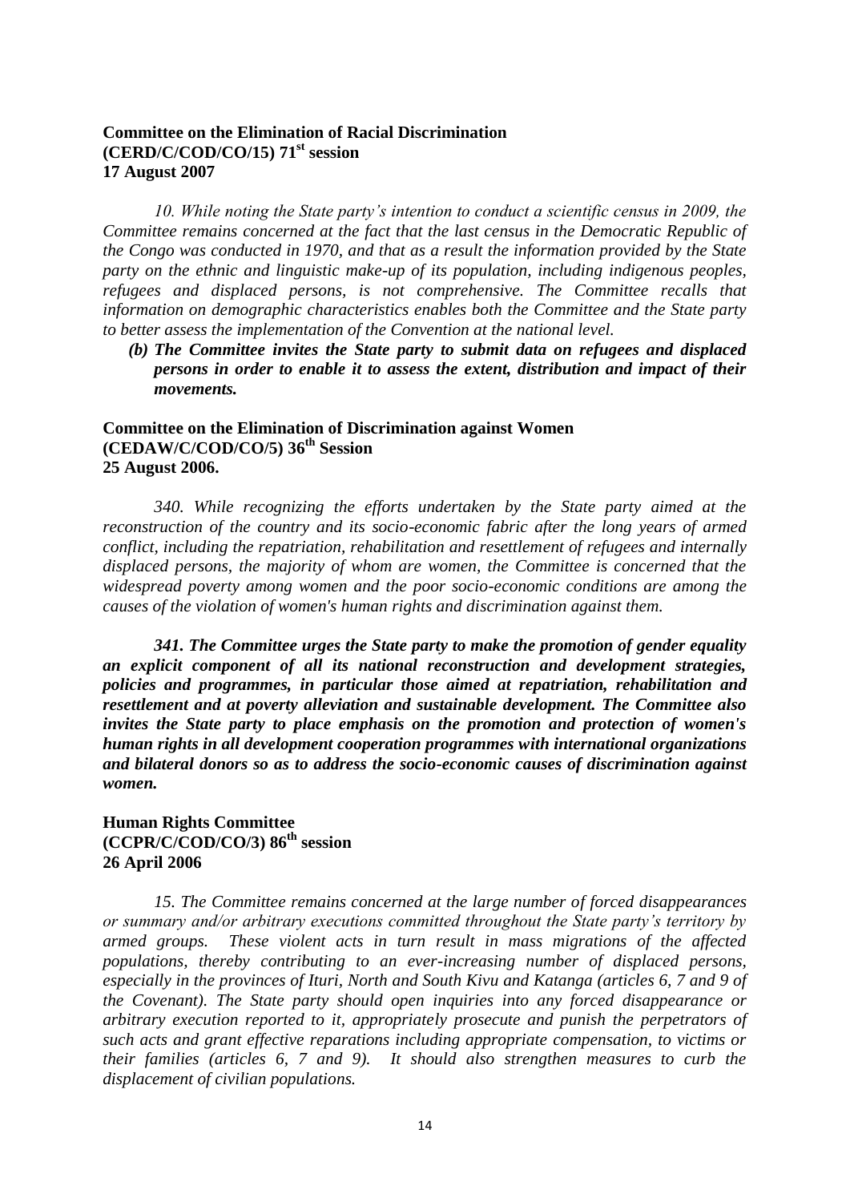**Committee on the Elimination of Racial Discrimination (CERD/C/COD/CO/15) 71st session 17 August 2007**

*10. While noting the State party's intention to conduct a scientific census in 2009, the Committee remains concerned at the fact that the last census in the Democratic Republic of the Congo was conducted in 1970, and that as a result the information provided by the State party on the ethnic and linguistic make-up of its population, including indigenous peoples, refugees and displaced persons, is not comprehensive. The Committee recalls that information on demographic characteristics enables both the Committee and the State party to better assess the implementation of the Convention at the national level.*

***(b) The Committee invites the State party to submit data on refugees and displaced persons in order to enable it to assess the extent, distribution and impact of their movements.***

**Committee on the Elimination of Discrimination against Women (CEDAW/C/COD/CO/5) 36th Session 25 August 2006.**

*340. While recognizing the efforts undertaken by the State party aimed at the reconstruction of the country and its socio-economic fabric after the long years of armed conflict, including the repatriation, rehabilitation and resettlement of refugees and internally displaced persons, the majority of whom are women, the Committee is concerned that the widespread poverty among women and the poor socio-economic conditions are among the causes of the violation of women's human rights and discrimination against them.*

***341. The Committee urges the State party to make the promotion of gender equality an explicit component of all its national reconstruction and development strategies, policies and programmes, in particular those aimed at repatriation, rehabilitation and resettlement and at poverty alleviation and sustainable development. The Committee also invites the State party to place emphasis on the promotion and protection of women's human rights in all development cooperation programmes with international organizations and bilateral donors so as to address the socio-economic causes of discrimination against women.***

**Human Rights Committee (CCPR/C/COD/CO/3) 86th session 26 April 2006**

*15. The Committee remains concerned at the large number of forced disappearances or summary and/or arbitrary executions committed throughout the State party's territory by armed groups. These violent acts in turn result in mass migrations of the affected populations, thereby contributing to an ever-increasing number of displaced persons, especially in the provinces of Ituri, North and South Kivu and Katanga (articles 6, 7 and 9 of the Covenant). The State party should open inquiries into any forced disappearance or arbitrary execution reported to it, appropriately prosecute and punish the perpetrators of such acts and grant effective reparations including appropriate compensation, to victims or their families (articles 6, 7 and 9). It should also strengthen measures to curb the displacement of civilian populations.*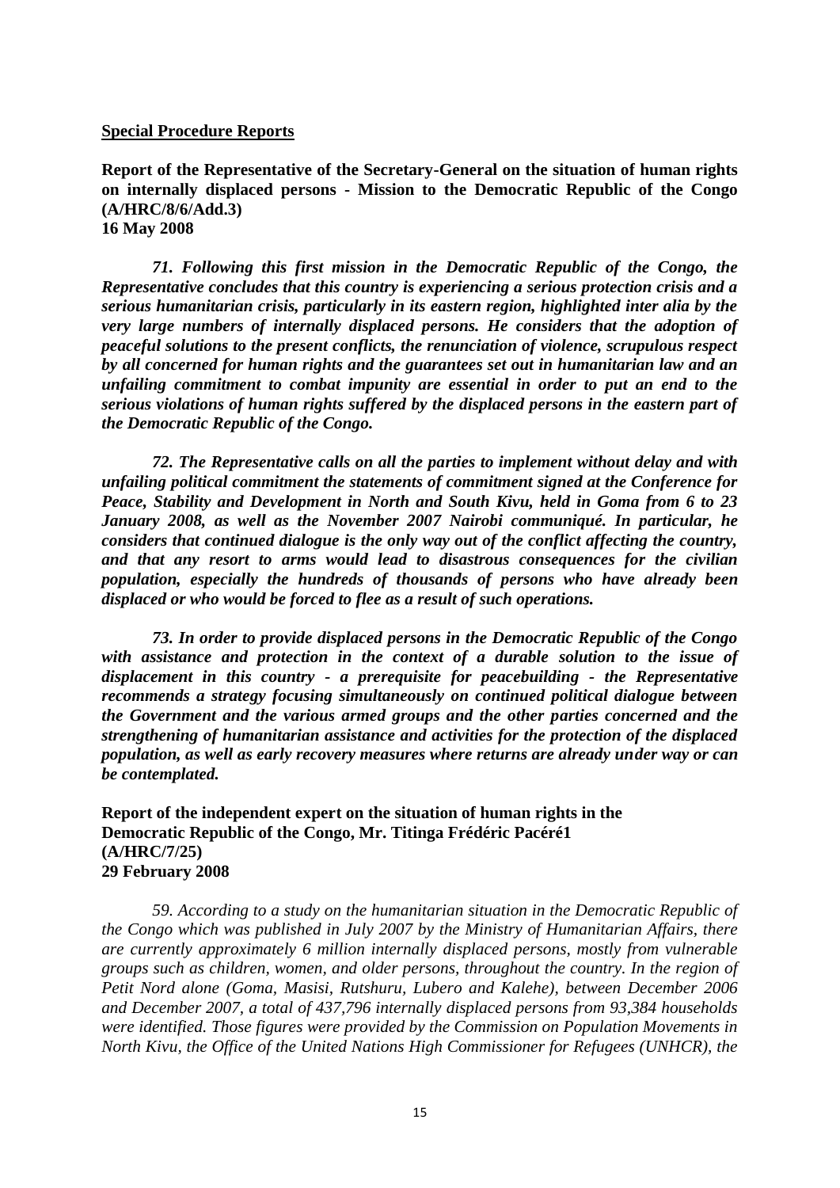**Special Procedure Reports**

**Report of the Representative of the Secretary-General on the situation of human rights on internally displaced persons - Mission to the Democratic Republic of the Congo (A/HRC/8/6/Add.3)**
**16 May 2008**

***71. Following this first mission in the Democratic Republic of the Congo, the Representative concludes that this country is experiencing a serious protection crisis and a serious humanitarian crisis, particularly in its eastern region, highlighted inter alia by the very large numbers of internally displaced persons. He considers that the adoption of peaceful solutions to the present conflicts, the renunciation of violence, scrupulous respect by all concerned for human rights and the guarantees set out in humanitarian law and an unfailing commitment to combat impunity are essential in order to put an end to the serious violations of human rights suffered by the displaced persons in the eastern part of the Democratic Republic of the Congo.***

***72. The Representative calls on all the parties to implement without delay and with unfailing political commitment the statements of commitment signed at the Conference for Peace, Stability and Development in North and South Kivu, held in Goma from 6 to 23 January 2008, as well as the November 2007 Nairobi communiqué. In particular, he considers that continued dialogue is the only way out of the conflict affecting the country, and that any resort to arms would lead to disastrous consequences for the civilian population, especially the hundreds of thousands of persons who have already been displaced or who would be forced to flee as a result of such operations.***

***73. In order to provide displaced persons in the Democratic Republic of the Congo with assistance and protection in the context of a durable solution to the issue of displacement in this country - a prerequisite for peacebuilding - the Representative recommends a strategy focusing simultaneously on continued political dialogue between the Government and the various armed groups and the other parties concerned and the strengthening of humanitarian assistance and activities for the protection of the displaced population, as well as early recovery measures where returns are already under way or can be contemplated.***

**Report of the independent expert on the situation of human rights in the Democratic Republic of the Congo, Mr. Titinga Frédéric Pacéré1 (A/HRC/7/25)**
**29 February 2008**

*59. According to a study on the humanitarian situation in the Democratic Republic of the Congo which was published in July 2007 by the Ministry of Humanitarian Affairs, there are currently approximately 6 million internally displaced persons, mostly from vulnerable groups such as children, women, and older persons, throughout the country. In the region of Petit Nord alone (Goma, Masisi, Rutshuru, Lubero and Kalehe), between December 2006 and December 2007, a total of 437,796 internally displaced persons from 93,384 households were identified. Those figures were provided by the Commission on Population Movements in North Kivu, the Office of the United Nations High Commissioner for Refugees (UNHCR), the*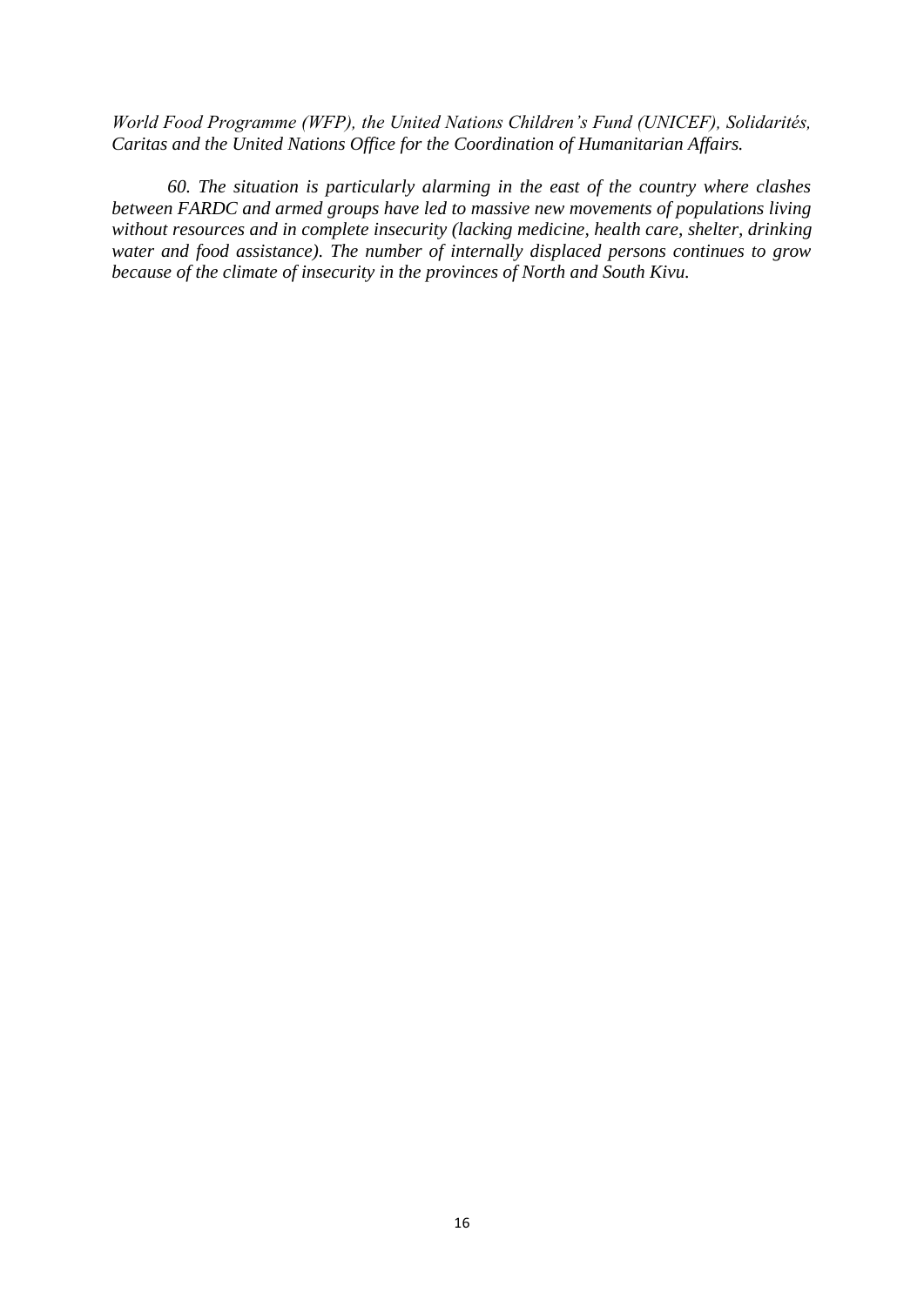*World Food Programme (WFP), the United Nations Children's Fund (UNICEF), Solidarités, Caritas and the United Nations Office for the Coordination of Humanitarian Affairs.*

*60. The situation is particularly alarming in the east of the country where clashes between FARDC and armed groups have led to massive new movements of populations living without resources and in complete insecurity (lacking medicine, health care, shelter, drinking water and food assistance). The number of internally displaced persons continues to grow because of the climate of insecurity in the provinces of North and South Kivu.*